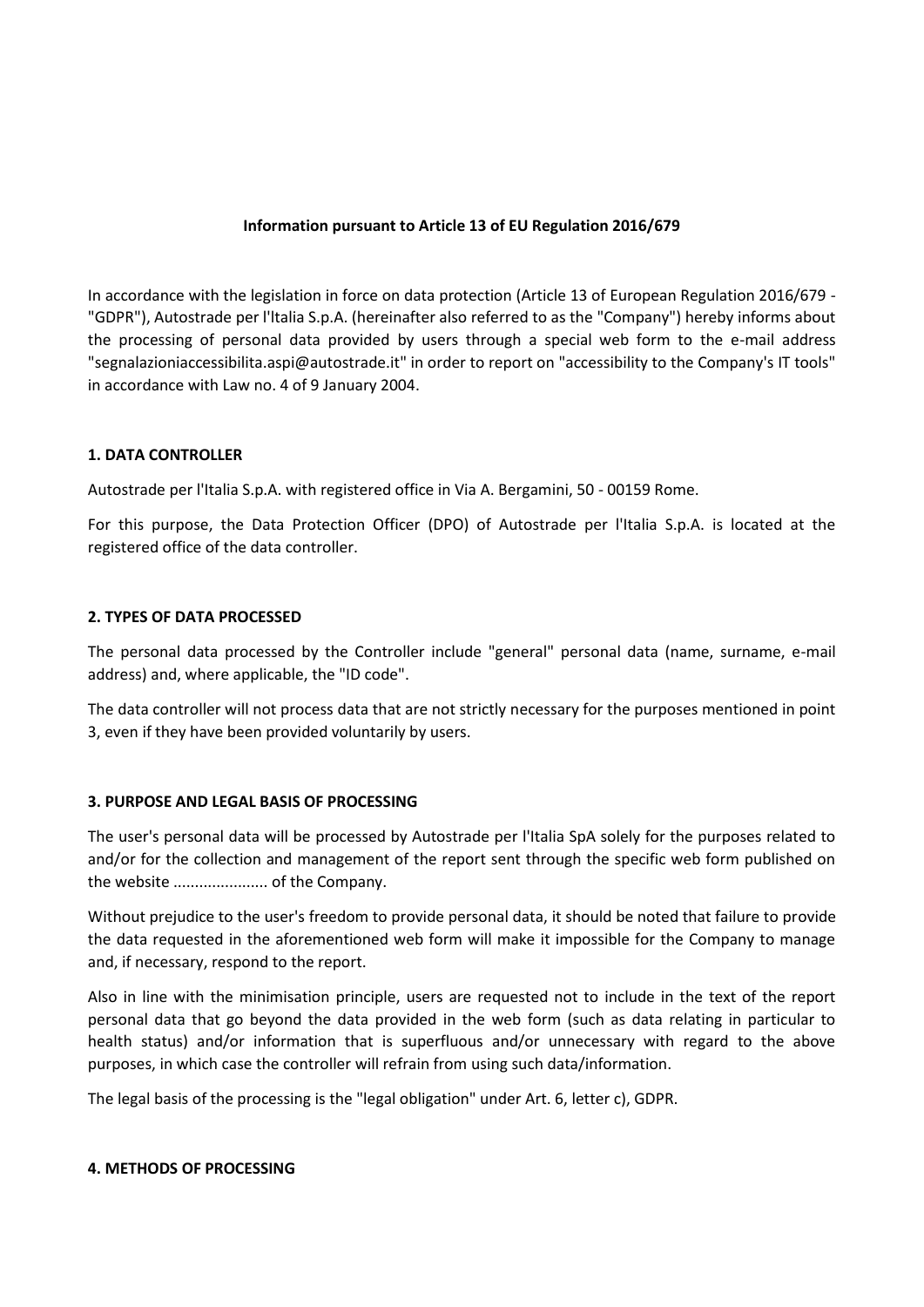**Information pursuant to Article 13 of EU Regulation 2016/679**

In accordance with the legislation in force on data protection (Article 13 of European Regulation 2016/679 - "GDPR"), Autostrade per l'Italia S.p.A. (hereinafter also referred to as the "Company") hereby informs about the processing of personal data provided by users through a special web form to the e-mail address "segnalazioniaccessibilita.aspi@autostrade.it" in order to report on "accessibility to the Company's IT tools" in accordance with Law no. 4 of 9 January 2004.

### 1. DATA CONTROLLER

Autostrade per l'Italia S.p.A. with registered office in Via A. Bergamini, 50 - 00159 Rome.

For this purpose, the Data Protection Officer (DPO) of Autostrade per l'Italia S.p.A. is located at the registered office of the data controller.

### 2. TYPES OF DATA PROCESSED

The personal data processed by the Controller include "general" personal data (name, surname, e-mail address) and, where applicable, the "ID code".

The data controller will not process data that are not strictly necessary for the purposes mentioned in point 3, even if they have been provided voluntarily by users.

### 3. PURPOSE AND LEGAL BASIS OF PROCESSING

The user's personal data will be processed by Autostrade per l'Italia SpA solely for the purposes related to and/or for the collection and management of the report sent through the specific web form published on the website ...................... of the Company.

Without prejudice to the user's freedom to provide personal data, it should be noted that failure to provide the data requested in the aforementioned web form will make it impossible for the Company to manage and, if necessary, respond to the report.

Also in line with the minimisation principle, users are requested not to include in the text of the report personal data that go beyond the data provided in the web form (such as data relating in particular to health status) and/or information that is superfluous and/or unnecessary with regard to the above purposes, in which case the controller will refrain from using such data/information.

The legal basis of the processing is the "legal obligation" under Art. 6, letter c), GDPR.

### 4. METHODS OF PROCESSING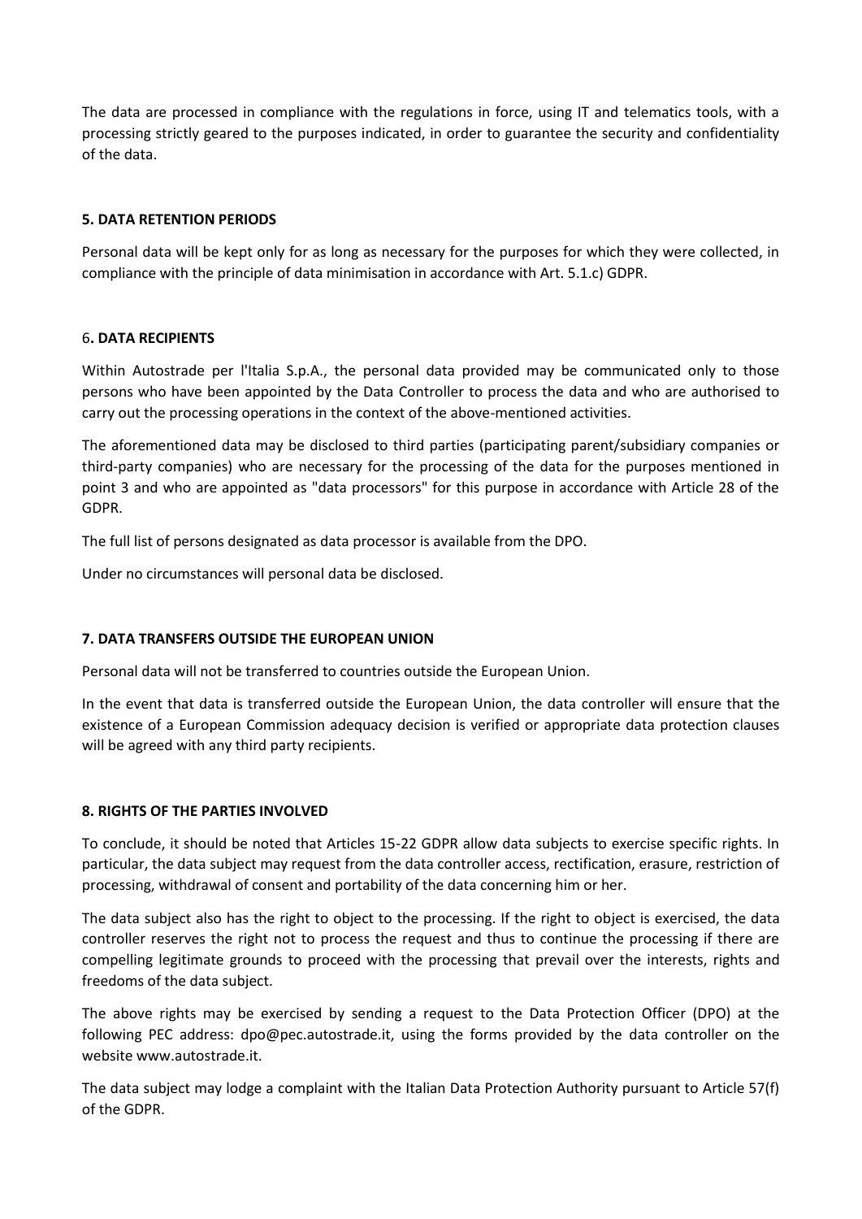The data are processed in compliance with the regulations in force, using IT and telematics tools, with a processing strictly geared to the purposes indicated, in order to guarantee the security and confidentiality of the data.

### 5. DATA RETENTION PERIODS

Personal data will be kept only for as long as necessary for the purposes for which they were collected, in compliance with the principle of data minimisation in accordance with Art. 5.1.c) GDPR.

### 6. DATA RECIPIENTS

Within Autostrade per l'Italia S.p.A., the personal data provided may be communicated only to those persons who have been appointed by the Data Controller to process the data and who are authorised to carry out the processing operations in the context of the above-mentioned activities.

The aforementioned data may be disclosed to third parties (participating parent/subsidiary companies or third-party companies) who are necessary for the processing of the data for the purposes mentioned in point 3 and who are appointed as "data processors" for this purpose in accordance with Article 28 of the GDPR.

The full list of persons designated as data processor is available from the DPO.

Under no circumstances will personal data be disclosed.

### 7. DATA TRANSFERS OUTSIDE THE EUROPEAN UNION

Personal data will not be transferred to countries outside the European Union.

In the event that data is transferred outside the European Union, the data controller will ensure that the existence of a European Commission adequacy decision is verified or appropriate data protection clauses will be agreed with any third party recipients.

### 8. RIGHTS OF THE PARTIES INVOLVED

To conclude, it should be noted that Articles 15-22 GDPR allow data subjects to exercise specific rights. In particular, the data subject may request from the data controller access, rectification, erasure, restriction of processing, withdrawal of consent and portability of the data concerning him or her.

The data subject also has the right to object to the processing. If the right to object is exercised, the data controller reserves the right not to process the request and thus to continue the processing if there are compelling legitimate grounds to proceed with the processing that prevail over the interests, rights and freedoms of the data subject.

The above rights may be exercised by sending a request to the Data Protection Officer (DPO) at the following PEC address: dpo@pec.autostrade.it, using the forms provided by the data controller on the website www.autostrade.it.

The data subject may lodge a complaint with the Italian Data Protection Authority pursuant to Article 57(f) of the GDPR.